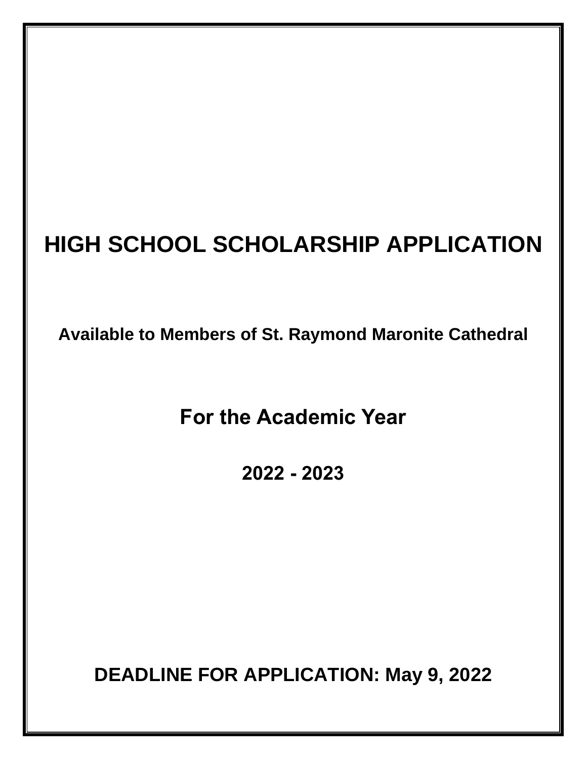# HIGH SCHOOL SCHOLARSHIP APPLICATION

**Available to Members of St. Raymond Maronite Cathedral**

## For the Academic Year

**2022 - 2023**

**DEADLINE FOR APPLICATION: May 9, 2022**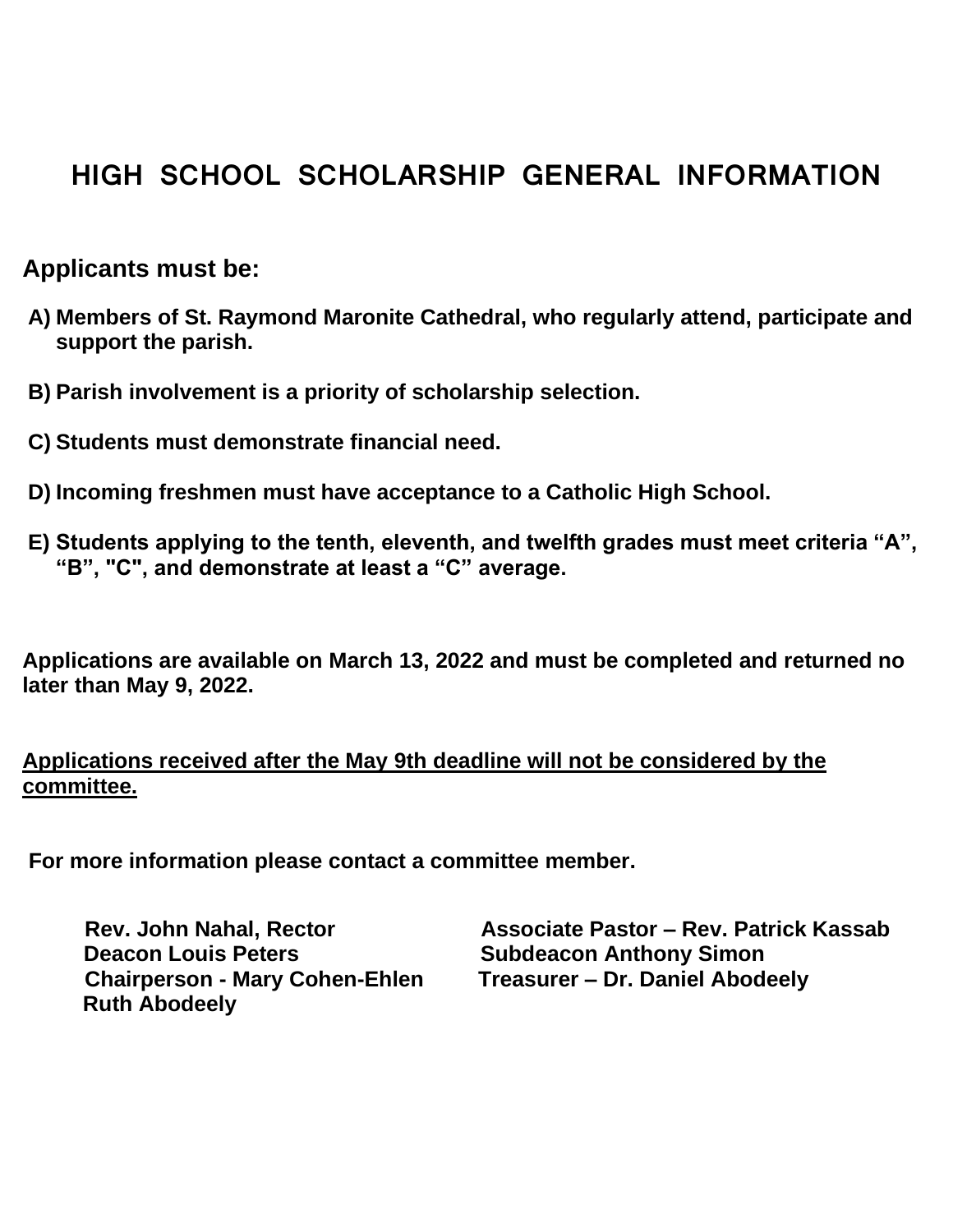# HIGH SCHOOL SCHOLARSHIP GENERAL INFORMATION

## Applicants must be:

**A) Members of St. Raymond Maronite Cathedral, who regularly attend, participate and support the parish.**

**B) Parish involvement is a priority of scholarship selection.**

**C) Students must demonstrate financial need.**

**D) Incoming freshmen must have acceptance to a Catholic High School.**

**E) Students applying to the tenth, eleventh, and twelfth grades must meet criteria "A", "B", "C", and demonstrate at least a "C" average.**

**Applications are available on March 13, 2022 and must be completed and returned no later than May 9, 2022.**

<u>**Applications received after the May 9th deadline will not be considered by the committee.**</u>

**For more information please contact a committee member.**

**Rev. John Nahal, Rector**
**Associate Pastor – Rev. Patrick Kassab**
**Deacon Louis Peters**
**Subdeacon Anthony Simon**
**Chairperson - Mary Cohen-Ehlen**
**Treasurer – Dr. Daniel Abodeely**
**Ruth Abodeely**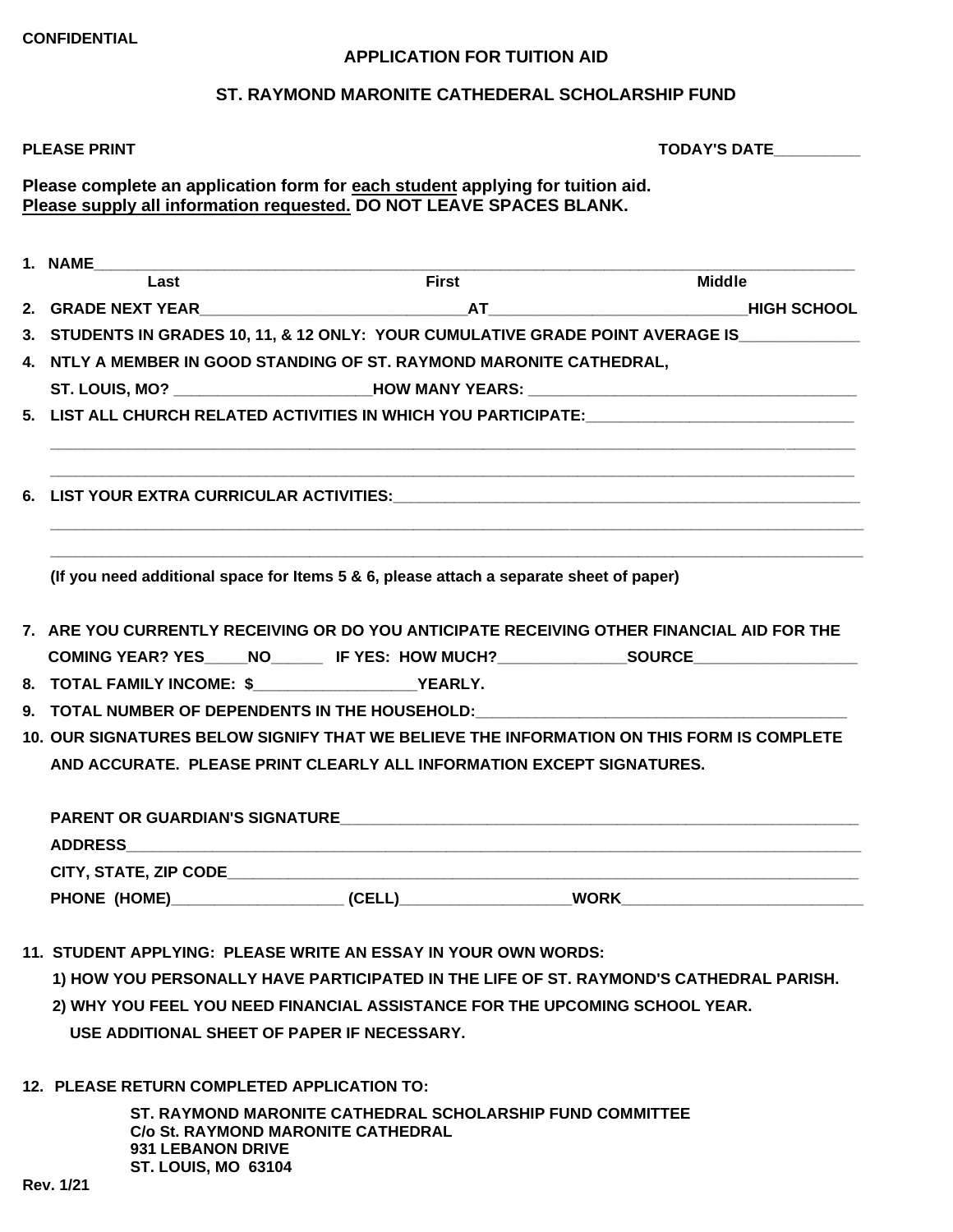CONFIDENTIAL

# APPLICATION FOR TUITION AID

## ST. RAYMOND MARONITE CATHEDERAL SCHOLARSHIP FUND

**PLEASE PRINT** **TODAY'S DATE__________**

**Please complete an application form for each student applying for tuition aid.**
**Please supply all information requested. DO NOT LEAVE SPACES BLANK.**

1. NAME_______________________________________________________________________________________
   Last First Middle
2. GRADE NEXT YEAR_______________________________AT______________________________HIGH SCHOOL
3. STUDENTS IN GRADES 10, 11, & 12 ONLY: YOUR CUMULATIVE GRADE POINT AVERAGE IS______________
4. NTLY A MEMBER IN GOOD STANDING OF ST. RAYMOND MARONITE CATHEDRAL,
   ST. LOUIS, MO? _______________________HOW MANY YEARS: ______________________________________
5. LIST ALL CHURCH RELATED ACTIVITIES IN WHICH YOU PARTICIPATE:_______________________________
   ________________________________________________________________________________________________
   ________________________________________________________________________________________________
6. LIST YOUR EXTRA CURRICULAR ACTIVITIES:__________________________________________________________
   ________________________________________________________________________________________________
   ________________________________________________________________________________________________

   (If you need additional space for Items 5 & 6, please attach a separate sheet of paper)

7. ARE YOU CURRENTLY RECEIVING OR DO YOU ANTICIPATE RECEIVING OTHER FINANCIAL AID FOR THE COMING YEAR? YES_____NO______ IF YES: HOW MUCH?_______________SOURCE___________________
8. TOTAL FAMILY INCOME: $___________________YEARLY.
9. TOTAL NUMBER OF DEPENDENTS IN THE HOUSEHOLD:____________________________________________
10. OUR SIGNATURES BELOW SIGNIFY THAT WE BELIEVE THE INFORMATION ON THIS FORM IS COMPLETE AND ACCURATE. PLEASE PRINT CLEARLY ALL INFORMATION EXCEPT SIGNATURES.

    PARENT OR GUARDIAN'S SIGNATURE_______________________________________________________________
    ADDRESS_______________________________________________________________________________________
    CITY, STATE, ZIP CODE__________________________________________________________________________
    PHONE (HOME)____________________ (CELL)___________________WORK____________________________

11. STUDENT APPLYING: PLEASE WRITE AN ESSAY IN YOUR OWN WORDS:
    1) HOW YOU PERSONALLY HAVE PARTICIPATED IN THE LIFE OF ST. RAYMOND'S CATHEDRAL PARISH.
    2) WHY YOU FEEL YOU NEED FINANCIAL ASSISTANCE FOR THE UPCOMING SCHOOL YEAR.
    USE ADDITIONAL SHEET OF PAPER IF NECESSARY.

12. PLEASE RETURN COMPLETED APPLICATION TO:

    ST. RAYMOND MARONITE CATHEDRAL SCHOLARSHIP FUND COMMITTEE
    C/o St. RAYMOND MARONITE CATHEDRAL
    931 LEBANON DRIVE
    ST. LOUIS, MO 63104

Rev. 1/21